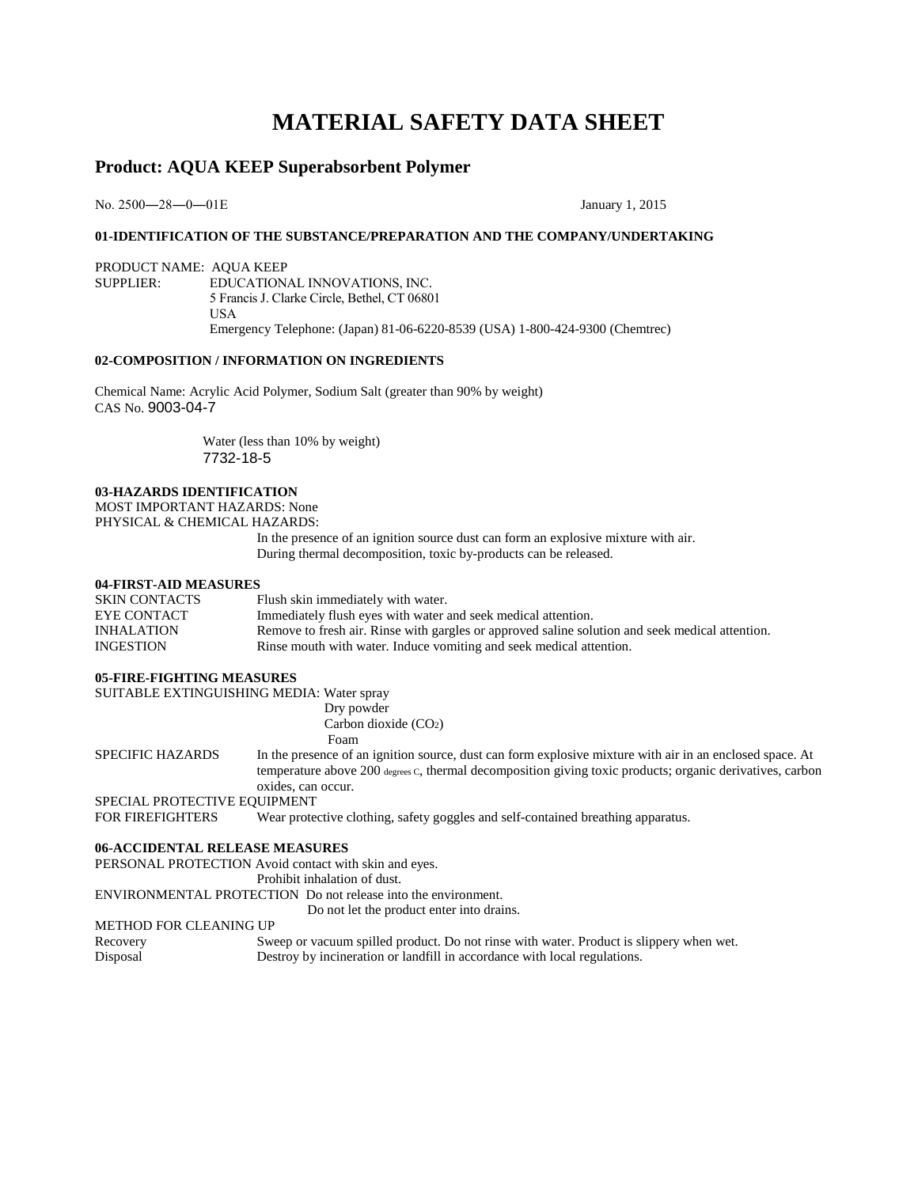# MATERIAL SAFETY DATA SHEET

## Product: AQUA KEEP Superabsorbent Polymer

No. 2500—28—0—01E

January 1, 2015

### 01-IDENTIFICATION OF THE SUBSTANCE/PREPARATION AND THE COMPANY/UNDERTAKING

PRODUCT NAME: AQUA KEEP
SUPPLIER: EDUCATIONAL INNOVATIONS, INC.
5 Francis J. Clarke Circle, Bethel, CT 06801
USA
Emergency Telephone: (Japan) 81-06-6220-8539 (USA) 1-800-424-9300 (Chemtrec)

### 02-COMPOSITION / INFORMATION ON INGREDIENTS

Chemical Name: Acrylic Acid Polymer, Sodium Salt (greater than 90% by weight)
CAS No. 9003-04-7

Water (less than 10% by weight)
7732-18-5

### 03-HAZARDS IDENTIFICATION

MOST IMPORTANT HAZARDS: None
PHYSICAL & CHEMICAL HAZARDS:
In the presence of an ignition source dust can form an explosive mixture with air.
During thermal decomposition, toxic by-products can be released.

### 04-FIRST-AID MEASURES

| | |
|---|---|
| SKIN CONTACTS | Flush skin immediately with water. |
| EYE CONTACT | Immediately flush eyes with water and seek medical attention. |
| INHALATION | Remove to fresh air. Rinse with gargles or approved saline solution and seek medical attention. |
| INGESTION | Rinse mouth with water. Induce vomiting and seek medical attention. |

### 05-FIRE-FIGHTING MEASURES

SUITABLE EXTINGUISHING MEDIA: Water spray
Dry powder
Carbon dioxide ($CO_2$)
Foam

SPECIFIC HAZARDS: In the presence of an ignition source, dust can form explosive mixture with air in an enclosed space. At temperature above 200 degrees C, thermal decomposition giving toxic products; organic derivatives, carbon oxides, can occur.

SPECIAL PROTECTIVE EQUIPMENT
FOR FIREFIGHTERS: Wear protective clothing, safety goggles and self-contained breathing apparatus.

### 06-ACCIDENTAL RELEASE MEASURES

PERSONAL PROTECTION Avoid contact with skin and eyes.
Prohibit inhalation of dust.

ENVIRONMENTAL PROTECTION Do not release into the environment.
Do not let the product enter into drains.

METHOD FOR CLEANING UP

| | |
|---|---|
| Recovery | Sweep or vacuum spilled product. Do not rinse with water. Product is slippery when wet. |
| Disposal | Destroy by incineration or landfill in accordance with local regulations. |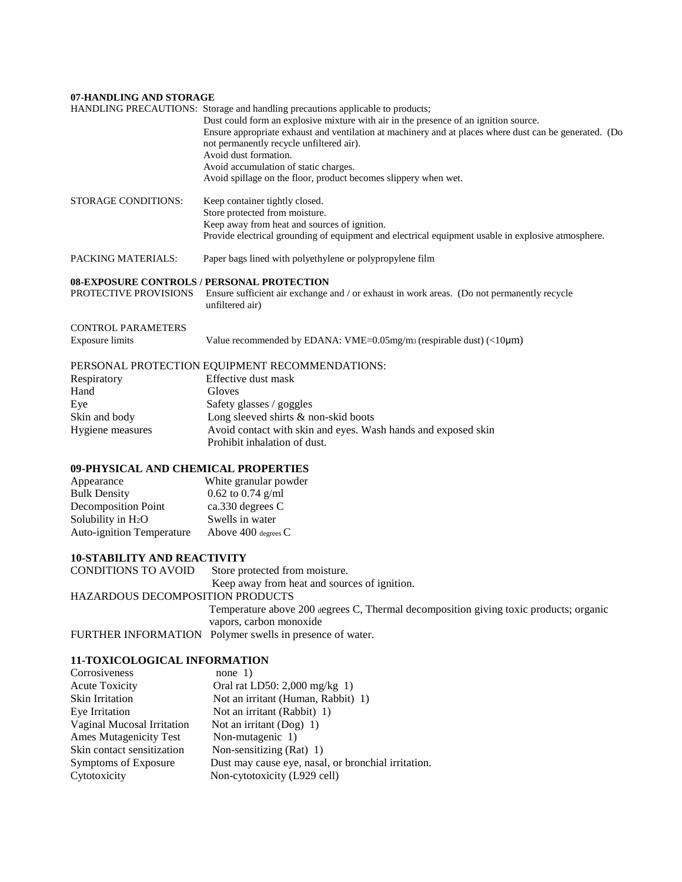## 07-HANDLING AND STORAGE

| | |
|---|---|
| HANDLING PRECAUTIONS: | Storage and handling precautions applicable to products;<br>Dust could form an explosive mixture with air in the presence of an ignition source.<br>Ensure appropriate exhaust and ventilation at machinery and at places where dust can be generated. (Do not permanently recycle unfiltered air).<br>Avoid dust formation.<br>Avoid accumulation of static charges.<br>Avoid spillage on the floor, product becomes slippery when wet. |
| STORAGE CONDITIONS: | Keep container tightly closed.<br>Store protected from moisture.<br>Keep away from heat and sources of ignition.<br>Provide electrical grounding of equipment and electrical equipment usable in explosive atmosphere. |
| PACKING MATERIALS: | Paper bags lined with polyethylene or polypropylene film |

## 08-EXPOSURE CONTROLS / PERSONAL PROTECTION

PROTECTIVE PROVISIONS Ensure sufficient air exchange and / or exhaust in work areas. (Do not permanently recycle unfiltered air)

CONTROL PARAMETERS

Exposure limits Value recommended by EDANA: VME=0.05mg/$m^3$ (respirable dust) (<10μm)

PERSONAL PROTECTION EQUIPMENT RECOMMENDATIONS:

| | |
|---|---|
| Respiratory | Effective dust mask |
| Hand | Gloves |
| Eye | Safety glasses / goggles |
| Skin and body | Long sleeved shirts & non-skid boots |
| Hygiene measures | Avoid contact with skin and eyes. Wash hands and exposed skin<br>Prohibit inhalation of dust. |

## 09-PHYSICAL AND CHEMICAL PROPERTIES

| | |
|---|---|
| Appearance | White granular powder |
| Bulk Density | 0.62 to 0.74 g/ml |
| Decomposition Point | ca.330 degrees C |
| Solubility in $H_2O$ | Swells in water |
| Auto-ignition Temperature | Above 400 degrees C |

## 10-STABILITY AND REACTIVITY

CONDITIONS TO AVOID Store protected from moisture.
Keep away from heat and sources of ignition.

HAZARDOUS DECOMPOSITION PRODUCTS
Temperature above 200 degrees C, Thermal decomposition giving toxic products; organic vapors, carbon monoxide

FURTHER INFORMATION Polymer swells in presence of water.

## 11-TOXICOLOGICAL INFORMATION

| | |
|---|---|
| Corrosiveness | none 1) |
| Acute Toxicity | Oral rat LD50: 2,000 mg/kg 1) |
| Skin Irritation | Not an irritant (Human, Rabbit) 1) |
| Eye Irritation | Not an irritant (Rabbit) 1) |
| Vaginal Mucosal Irritation | Not an irritant (Dog) 1) |
| Ames Mutagenicity Test | Non-mutagenic 1) |
| Skin contact sensitization | Non-sensitizing (Rat) 1) |
| Symptoms of Exposure | Dust may cause eye, nasal, or bronchial irritation. |
| Cytotoxicity | Non-cytotoxicity (L929 cell) |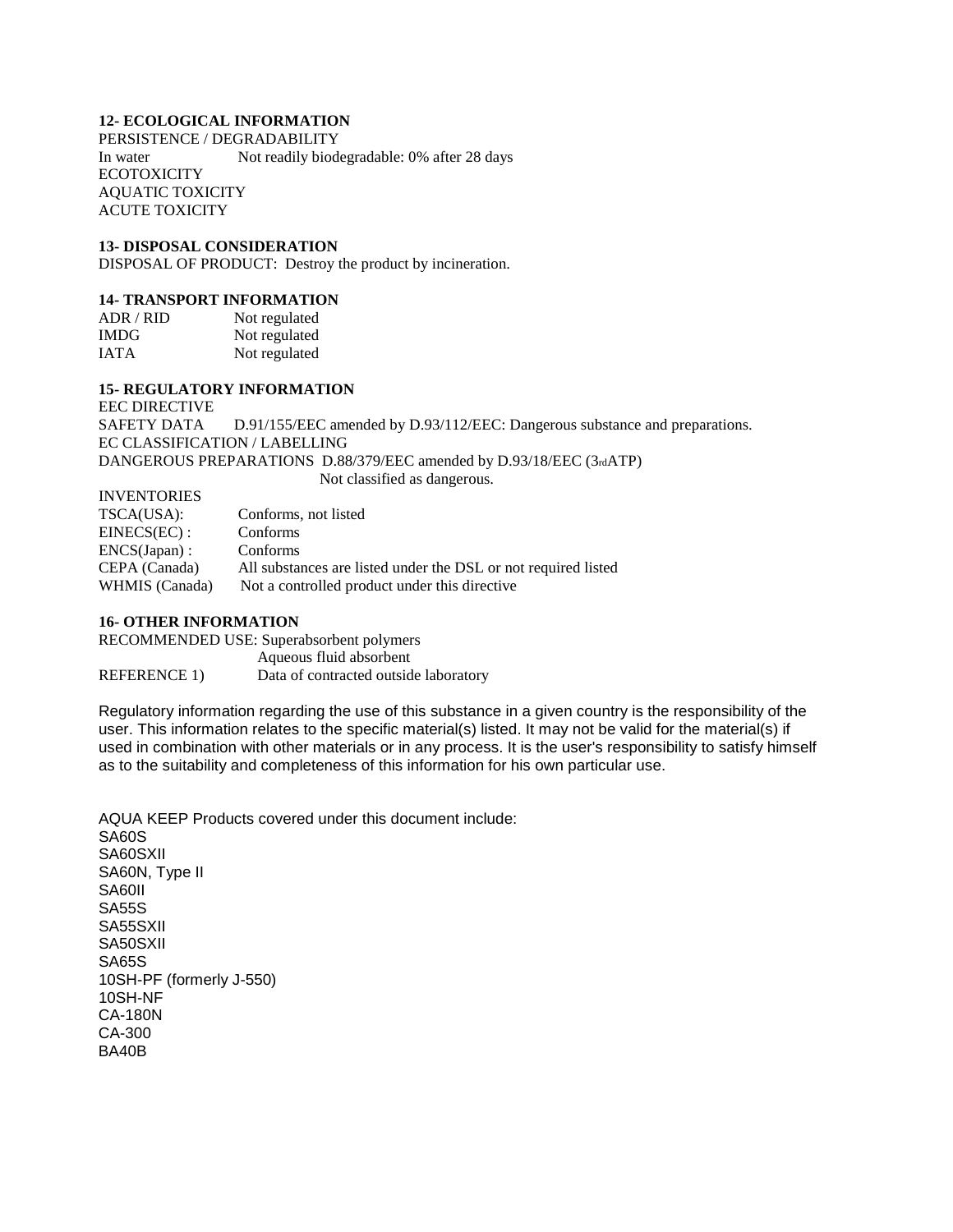**12- ECOLOGICAL INFORMATION**

PERSISTENCE / DEGRADABILITY

In water Not readily biodegradable: 0% after 28 days

ECOTOXICITY

AQUATIC TOXICITY

ACUTE TOXICITY

**13- DISPOSAL CONSIDERATION**

DISPOSAL OF PRODUCT: Destroy the product by incineration.

**14- TRANSPORT INFORMATION**

| | |
|---|---|
| ADR / RID | Not regulated |
| IMDG | Not regulated |
| IATA | Not regulated |

**15- REGULATORY INFORMATION**

EEC DIRECTIVE

SAFETY DATA D.91/155/EEC amended by D.93/112/EEC: Dangerous substance and preparations.

EC CLASSIFICATION / LABELLING

DANGEROUS PREPARATIONS D.88/379/EEC amended by D.93/18/EEC (3rdATP)
Not classified as dangerous.

INVENTORIES

| | |
|---|---|
| TSCA(USA): | Conforms, not listed |
| EINECS(EC) : | Conforms |
| ENCS(Japan) : | Conforms |
| CEPA (Canada) | All substances are listed under the DSL or not required listed |
| WHMIS (Canada) | Not a controlled product under this directive |

**16- OTHER INFORMATION**

RECOMMENDED USE: Superabsorbent polymers
Aqueous fluid absorbent

REFERENCE 1) Data of contracted outside laboratory

Regulatory information regarding the use of this substance in a given country is the responsibility of the user. This information relates to the specific material(s) listed. It may not be valid for the material(s) if used in combination with other materials or in any process. It is the user's responsibility to satisfy himself as to the suitability and completeness of this information for his own particular use.

AQUA KEEP Products covered under this document include:
SA60S
SA60SXII
SA60N, Type II
SA60II
SA55S
SA55SXII
SA50SXII
SA65S
10SH-PF (formerly J-550)
10SH-NF
CA-180N
CA-300
BA40B